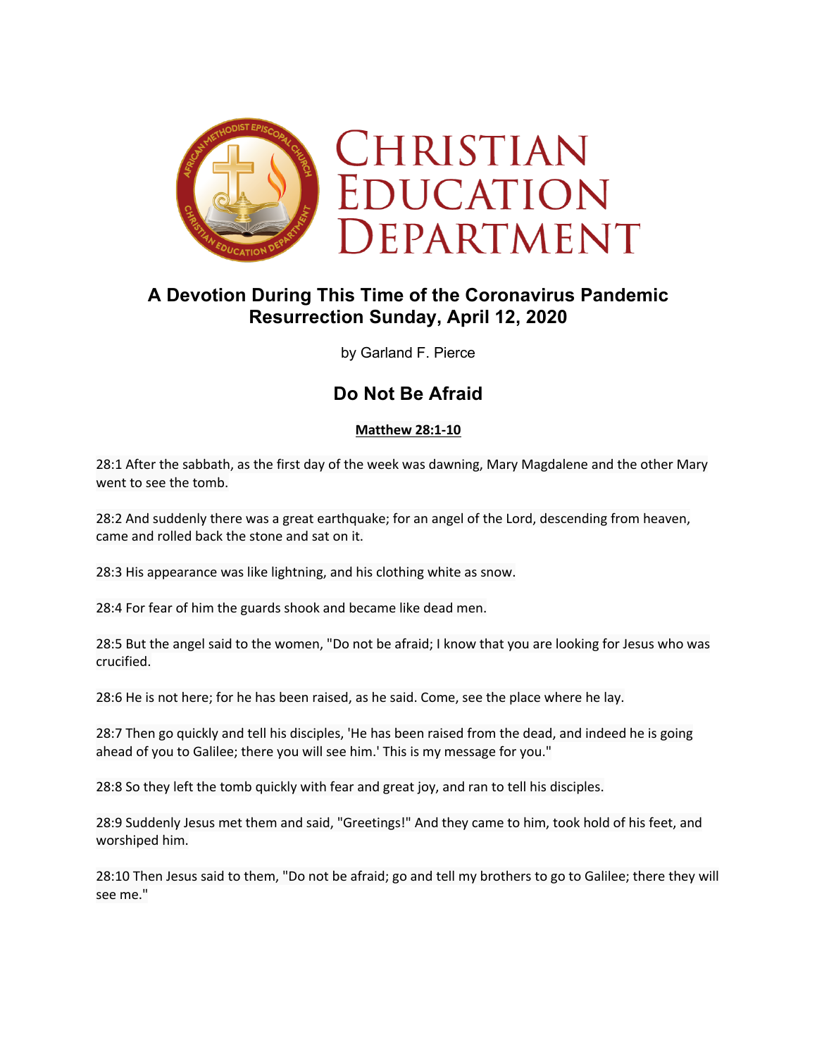# Christian Education Department

## A Devotion During This Time of the Coronavirus Pandemic
## Resurrection Sunday, April 12, 2020

by Garland F. Pierce

## Do Not Be Afraid

**Matthew 28:1-10**

28:1 After the sabbath, as the first day of the week was dawning, Mary Magdalene and the other Mary went to see the tomb.

28:2 And suddenly there was a great earthquake; for an angel of the Lord, descending from heaven, came and rolled back the stone and sat on it.

28:3 His appearance was like lightning, and his clothing white as snow.

28:4 For fear of him the guards shook and became like dead men.

28:5 But the angel said to the women, "Do not be afraid; I know that you are looking for Jesus who was crucified.

28:6 He is not here; for he has been raised, as he said. Come, see the place where he lay.

28:7 Then go quickly and tell his disciples, 'He has been raised from the dead, and indeed he is going ahead of you to Galilee; there you will see him.' This is my message for you."

28:8 So they left the tomb quickly with fear and great joy, and ran to tell his disciples.

28:9 Suddenly Jesus met them and said, "Greetings!" And they came to him, took hold of his feet, and worshiped him.

28:10 Then Jesus said to them, "Do not be afraid; go and tell my brothers to go to Galilee; there they will see me."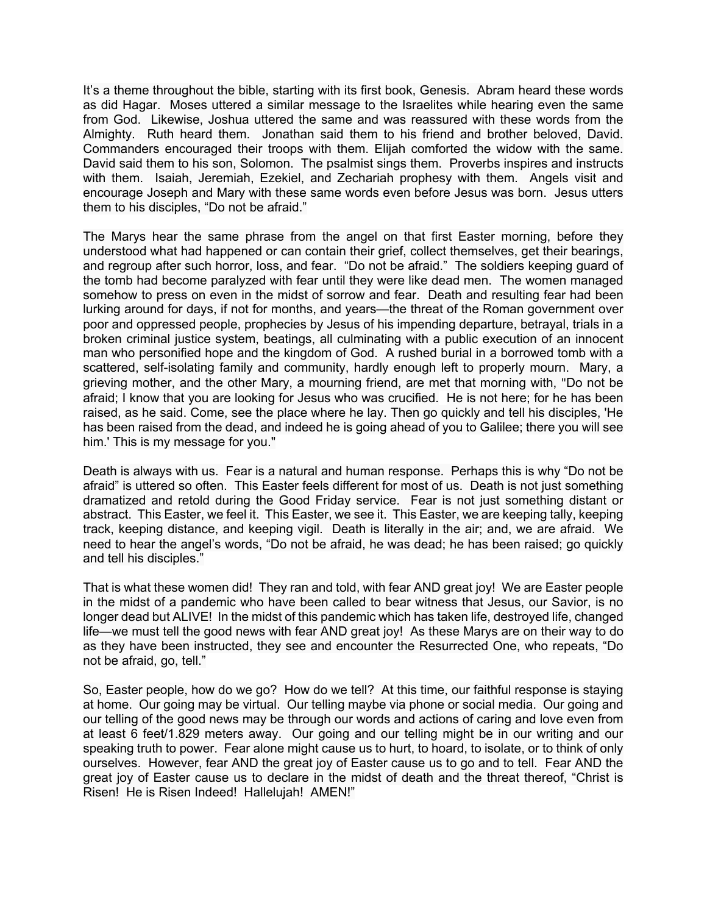It's a theme throughout the bible, starting with its first book, Genesis. Abram heard these words as did Hagar. Moses uttered a similar message to the Israelites while hearing even the same from God. Likewise, Joshua uttered the same and was reassured with these words from the Almighty. Ruth heard them. Jonathan said them to his friend and brother beloved, David. Commanders encouraged their troops with them. Elijah comforted the widow with the same. David said them to his son, Solomon. The psalmist sings them. Proverbs inspires and instructs with them. Isaiah, Jeremiah, Ezekiel, and Zechariah prophesy with them. Angels visit and encourage Joseph and Mary with these same words even before Jesus was born. Jesus utters them to his disciples, "Do not be afraid."

The Marys hear the same phrase from the angel on that first Easter morning, before they understood what had happened or can contain their grief, collect themselves, get their bearings, and regroup after such horror, loss, and fear. "Do not be afraid." The soldiers keeping guard of the tomb had become paralyzed with fear until they were like dead men. The women managed somehow to press on even in the midst of sorrow and fear. Death and resulting fear had been lurking around for days, if not for months, and years—the threat of the Roman government over poor and oppressed people, prophecies by Jesus of his impending departure, betrayal, trials in a broken criminal justice system, beatings, all culminating with a public execution of an innocent man who personified hope and the kingdom of God. A rushed burial in a borrowed tomb with a scattered, self-isolating family and community, hardly enough left to properly mourn. Mary, a grieving mother, and the other Mary, a mourning friend, are met that morning with, "Do not be afraid; I know that you are looking for Jesus who was crucified. He is not here; for he has been raised, as he said. Come, see the place where he lay. Then go quickly and tell his disciples, 'He has been raised from the dead, and indeed he is going ahead of you to Galilee; there you will see him.' This is my message for you."

Death is always with us. Fear is a natural and human response. Perhaps this is why "Do not be afraid" is uttered so often. This Easter feels different for most of us. Death is not just something dramatized and retold during the Good Friday service. Fear is not just something distant or abstract. This Easter, we feel it. This Easter, we see it. This Easter, we are keeping tally, keeping track, keeping distance, and keeping vigil. Death is literally in the air; and, we are afraid. We need to hear the angel's words, "Do not be afraid, he was dead; he has been raised; go quickly and tell his disciples."

That is what these women did! They ran and told, with fear AND great joy! We are Easter people in the midst of a pandemic who have been called to bear witness that Jesus, our Savior, is no longer dead but ALIVE! In the midst of this pandemic which has taken life, destroyed life, changed life—we must tell the good news with fear AND great joy! As these Marys are on their way to do as they have been instructed, they see and encounter the Resurrected One, who repeats, "Do not be afraid, go, tell."

So, Easter people, how do we go? How do we tell? At this time, our faithful response is staying at home. Our going may be virtual. Our telling maybe via phone or social media. Our going and our telling of the good news may be through our words and actions of caring and love even from at least 6 feet/1.829 meters away. Our going and our telling might be in our writing and our speaking truth to power. Fear alone might cause us to hurt, to hoard, to isolate, or to think of only ourselves. However, fear AND the great joy of Easter cause us to go and to tell. Fear AND the great joy of Easter cause us to declare in the midst of death and the threat thereof, "Christ is Risen! He is Risen Indeed! Hallelujah! AMEN!"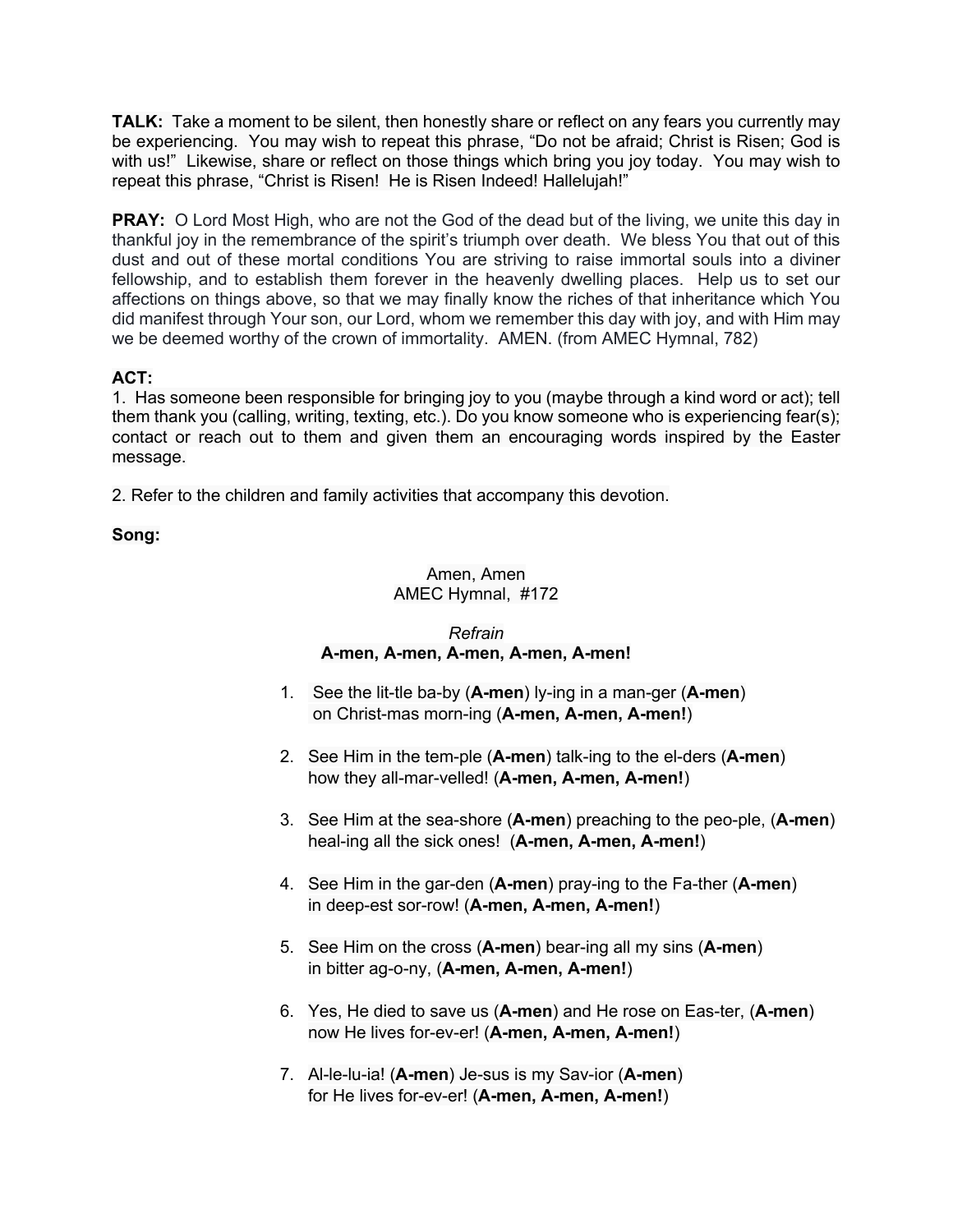**TALK:** Take a moment to be silent, then honestly share or reflect on any fears you currently may be experiencing. You may wish to repeat this phrase, "Do not be afraid; Christ is Risen; God is with us!" Likewise, share or reflect on those things which bring you joy today. You may wish to repeat this phrase, "Christ is Risen! He is Risen Indeed! Hallelujah!"

**PRAY:** O Lord Most High, who are not the God of the dead but of the living, we unite this day in thankful joy in the remembrance of the spirit's triumph over death. We bless You that out of this dust and out of these mortal conditions You are striving to raise immortal souls into a diviner fellowship, and to establish them forever in the heavenly dwelling places. Help us to set our affections on things above, so that we may finally know the riches of that inheritance which You did manifest through Your son, our Lord, whom we remember this day with joy, and with Him may we be deemed worthy of the crown of immortality. AMEN. (from AMEC Hymnal, 782)

**ACT:**

1. Has someone been responsible for bringing joy to you (maybe through a kind word or act); tell them thank you (calling, writing, texting, etc.). Do you know someone who is experiencing fear(s); contact or reach out to them and given them an encouraging words inspired by the Easter message.

2. Refer to the children and family activities that accompany this devotion.

**Song:**

Amen, Amen
AMEC Hymnal, #172

*Refrain*
**A-men, A-men, A-men, A-men, A-men!**

1. See the lit-tle ba-by (**A-men**) ly-ing in a man-ger (**A-men**) on Christ-mas morn-ing (**A-men, A-men, A-men!**)

2. See Him in the tem-ple (**A-men**) talk-ing to the el-ders (**A-men**) how they all-mar-velled! (**A-men, A-men, A-men!**)

3. See Him at the sea-shore (**A-men**) preaching to the peo-ple, (**A-men**) heal-ing all the sick ones! (**A-men, A-men, A-men!**)

4. See Him in the gar-den (**A-men**) pray-ing to the Fa-ther (**A-men**) in deep-est sor-row! (**A-men, A-men, A-men!**)

5. See Him on the cross (**A-men**) bear-ing all my sins (**A-men**) in bitter ag-o-ny, (**A-men, A-men, A-men!**)

6. Yes, He died to save us (**A-men**) and He rose on Eas-ter, (**A-men**) now He lives for-ev-er! (**A-men, A-men, A-men!**)

7. Al-le-lu-ia! (**A-men**) Je-sus is my Sav-ior (**A-men**) for He lives for-ev-er! (**A-men, A-men, A-men!**)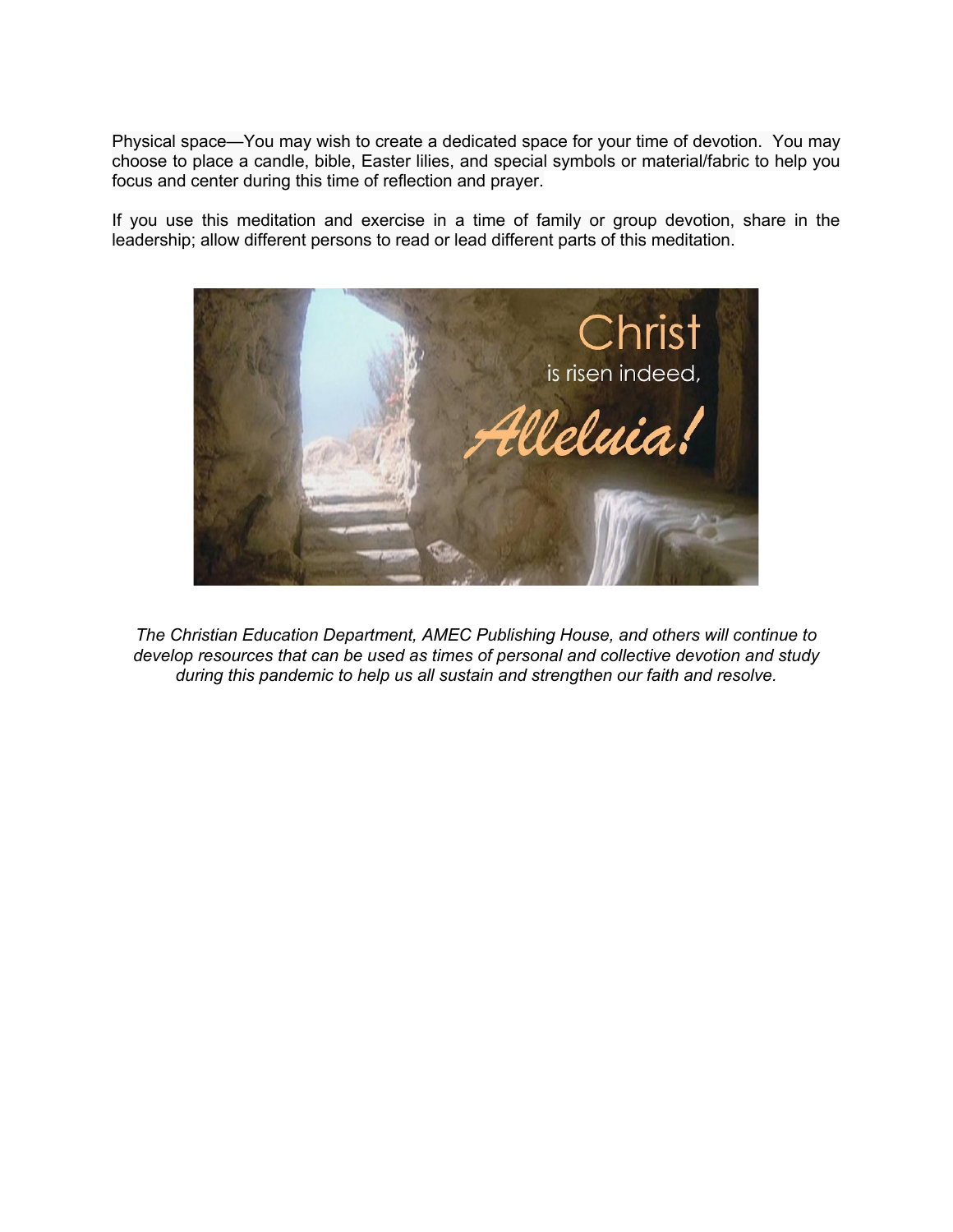Physical space—You may wish to create a dedicated space for your time of devotion. You may choose to place a candle, bible, Easter lilies, and special symbols or material/fabric to help you focus and center during this time of reflection and prayer.

If you use this meditation and exercise in a time of family or group devotion, share in the leadership; allow different persons to read or lead different parts of this meditation.

*The Christian Education Department, AMEC Publishing House, and others will continue to develop resources that can be used as times of personal and collective devotion and study during this pandemic to help us all sustain and strengthen our faith and resolve.*